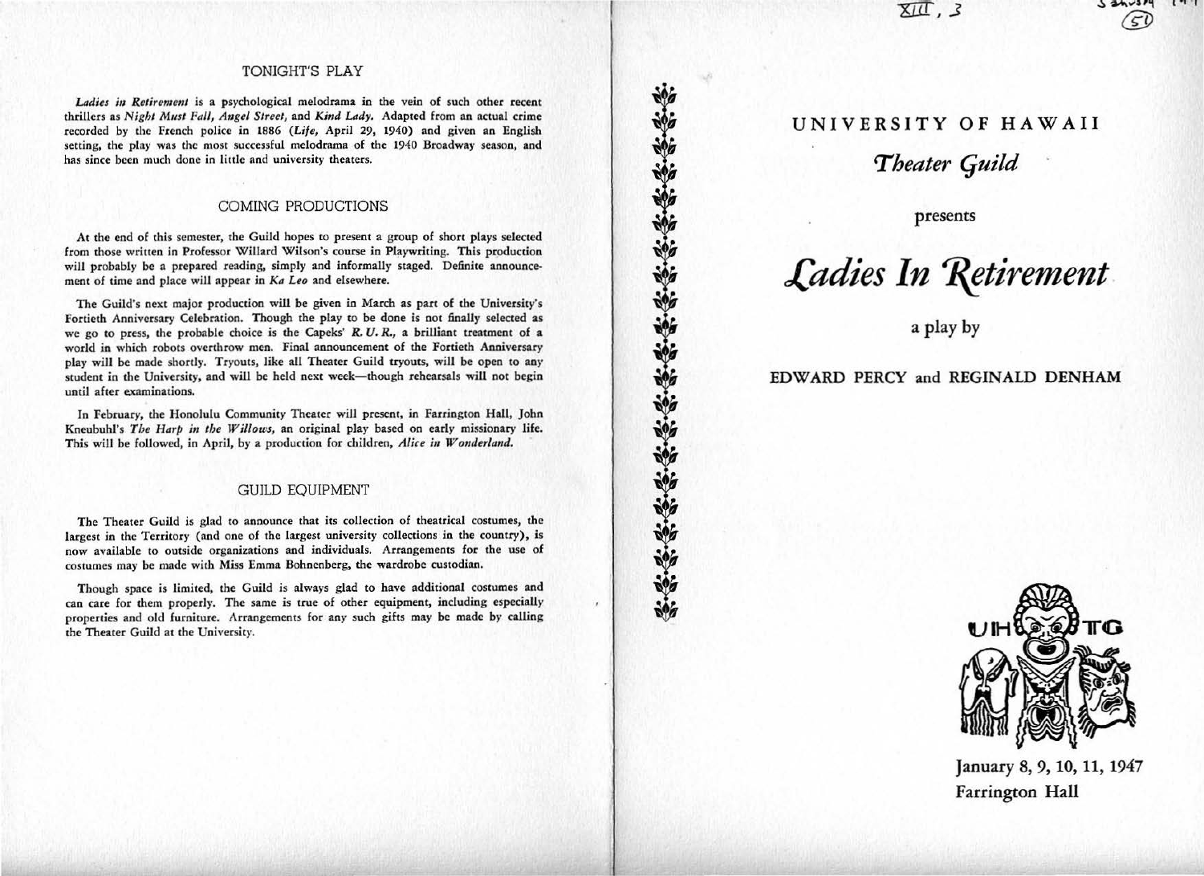## TONIGHT'S PLAY

*Ladies in Retirement* is a psychological melodrama in the vein of such other recent thrillers as *Night Must Fall*, *Angel Street*, and *Kind Lady*. Adapted from an actual crime recorded by the French police in 1886 (*Life*, April 29, 1940) and given an English setting, the play was the most successful melodrama of the 1940 Broadway season, and has since been much done in little and university theaters.

## COMING PRODUCTIONS

At the end of this semester, the Guild hopes to present a group of short plays selected from those written in Professor Willard Wilson's course in Playwriting. This production will probably be a prepared reading, simply and informally staged. Definite announcement of time and place will appear in *Ka Leo* and elsewhere.

The Guild's next major production will be given in March as part of the University's Fortieth Anniversary Celebration. Though the play to be done is not finally selected as we go to press, the probable choice is the Capeks' *R. U. R.*, a brilliant treatment of a world in which robots overthrow men. Final announcement of the Fortieth Anniversary play will be made shortly. Tryouts, like all Theater Guild tryouts, will be open to any student in the University, and will be held next week—though rehearsals will not begin until after examinations.

In February, the Honolulu Community Theater will present, in Farrington Hall, John Kneubuhl's *The Harp in the Willows*, an original play based on early missionary life. This will be followed, in April, by a production for children, *Alice in Wonderland*.

## GUILD EQUIPMENT

The Theater Guild is glad to announce that its collection of theatrical costumes, the largest in the Territory (and one of the largest university collections in the country), is now available to outside organizations and individuals. Arrangements for the use of costumes may be made with Miss Emma Bohnenberg, the wardrobe custodian.

Though space is limited, the Guild is always glad to have additional costumes and can care for them properly. The same is true of other equipment, including especially properties and old furniture. Arrangements for any such gifts may be made by calling the Theater Guild at the University.

XIII, 3

# UNIVERSITY OF HAWAII

*Theater Guild*

presents

# *Ladies In Retirement*

a play by

**EDWARD PERCY and REGINALD DENHAM**

UH TG

January 8, 9, 10, 11, 1947
Farrington Hall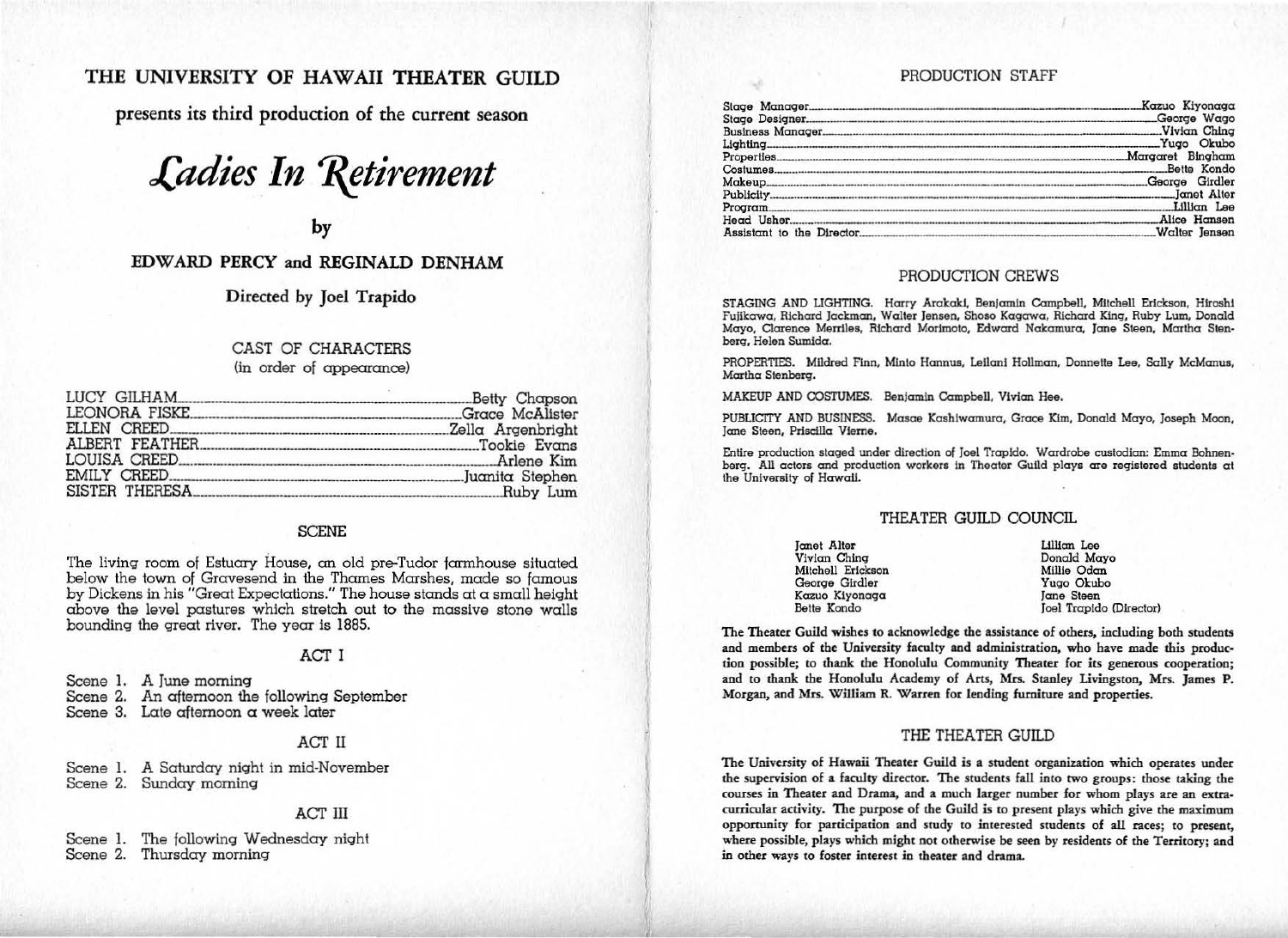# THE UNIVERSITY OF HAWAII THEATER GUILD

**presents its third production of the current season**

# *Ladies In Retirement*

**by**

## EDWARD PERCY and REGINALD DENHAM

**Directed by Joel Trapido**

### CAST OF CHARACTERS

(in order of appearance)

| | |
|---|---|
| LUCY GILHAM | Betty Chapson |
| LEONORA FISKE | Grace McAlister |
| ELLEN CREED | Zella Argenbright |
| ALBERT FEATHER | Tookie Evans |
| LOUISA CREED | Arlene Kim |
| EMILY CREED | Juanita Stephen |
| SISTER THERESA | Ruby Lum |

### SCENE

The living room of Estuary House, an old pre-Tudor farmhouse situated below the town of Gravesend in the Thames Marshes, made so famous by Dickens in his "Great Expectations." The house stands at a small height above the level pastures which stretch out to the massive stone walls bounding the great river. The year is 1885.

### ACT I

Scene 1. A June morning
Scene 2. An afternoon the following September
Scene 3. Late afternoon a week later

### ACT II

Scene 1. A Saturday night in mid-November
Scene 2. Sunday morning

### ACT III

Scene 1. The following Wednesday night
Scene 2. Thursday morning

### PRODUCTION STAFF

| | |
|---|---|
| Stage Manager | Kazuo Kiyonaga |
| Stage Designer | George Wago |
| Business Manager | Vivian Ching |
| Lighting | Yugo Okubo |
| Properties | Margaret Bingham |
| Costumes | Bette Kondo |
| Makeup | George Girdler |
| Publicity | Janet Alter |
| Program | Lillian Lee |
| Head Usher | Alice Hansen |
| Assistant to the Director | Walter Jensen |

### PRODUCTION CREWS

STAGING AND LIGHTING. Harry Arakaki, Benjamin Campbell, Mitchell Erickson, Hiroshi Fujikawa, Richard Jackman, Walter Jensen, Shoso Kagawa, Richard King, Ruby Lum, Donald Mayo, Clarence Merriles, Richard Morimoto, Edward Nakamura, Jane Steen, Martha Stenberg, Helen Sumida.

PROPERTIES. Mildred Finn, Minto Hannus, Leilani Hollman, Donnette Lee, Sally McManus, Martha Stenberg.

MAKEUP AND COSTUMES. Benjamin Campbell, Vivian Hee.

PUBLICITY AND BUSINESS. Masae Kashiwamura, Grace Kim, Donald Mayo, Joseph Moon, Jane Steen, Priscilla Vierne.

Entire production staged under direction of Joel Trapido. Wardrobe custodian: Emma Bohnenberg. All actors and production workers in Theater Guild plays are registered students at the University of Hawaii.

### THEATER GUILD COUNCIL

| | |
|---|---|
| Janet Alter | Lillian Lee |
| Vivian Ching | Donald Mayo |
| Mitchell Erickson | Millie Odan |
| George Girdler | Yugo Okubo |
| Kazuo Kiyonaga | Jane Steen |
| Bette Kondo | Joel Trapido (Director) |

**The Theater Guild wishes to acknowledge the assistance of others, including both students and members of the University faculty and administration, who have made this production possible; to thank the Honolulu Community Theater for its generous cooperation; and to thank the Honolulu Academy of Arts, Mrs. Stanley Livingston, Mrs. James P. Morgan, and Mrs. William R. Warren for lending furniture and properties.**

### THE THEATER GUILD

**The University of Hawaii Theater Guild is a student organization which operates under the supervision of a faculty director. The students fall into two groups: those taking the courses in Theater and Drama, and a much larger number for whom plays are an extra-curricular activity. The purpose of the Guild is to present plays which give the maximum opportunity for participation and study to interested students of all races; to present, where possible, plays which might not otherwise be seen by residents of the Territory; and in other ways to foster interest in theater and drama.**